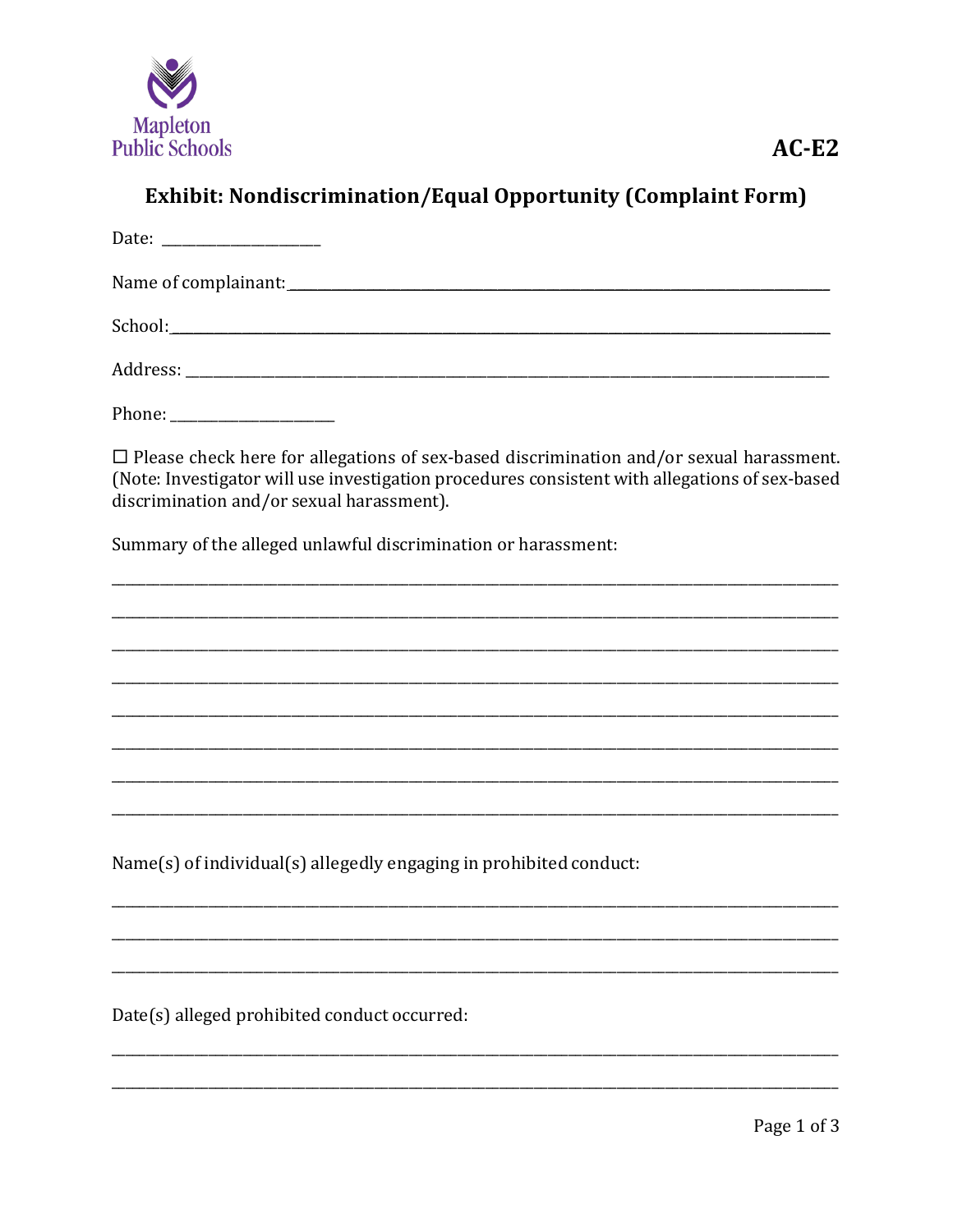Mapleton Public Schools

**AC-E2**

# Exhibit: Nondiscrimination/Equal Opportunity (Complaint Form)

Date: ____________________

Name of complainant: ____________________________________________________________

School: ____________________________________________________________

Address: ____________________________________________________________

Phone: ____________________

☐ Please check here for allegations of sex-based discrimination and/or sexual harassment. (Note: Investigator will use investigation procedures consistent with allegations of sex-based discrimination and/or sexual harassment).

Summary of the alleged unlawful discrimination or harassment:

________________________________________________________________________________

________________________________________________________________________________

________________________________________________________________________________

________________________________________________________________________________

________________________________________________________________________________

________________________________________________________________________________

________________________________________________________________________________

________________________________________________________________________________

Name(s) of individual(s) allegedly engaging in prohibited conduct:

________________________________________________________________________________

________________________________________________________________________________

________________________________________________________________________________

Date(s) alleged prohibited conduct occurred:

________________________________________________________________________________

________________________________________________________________________________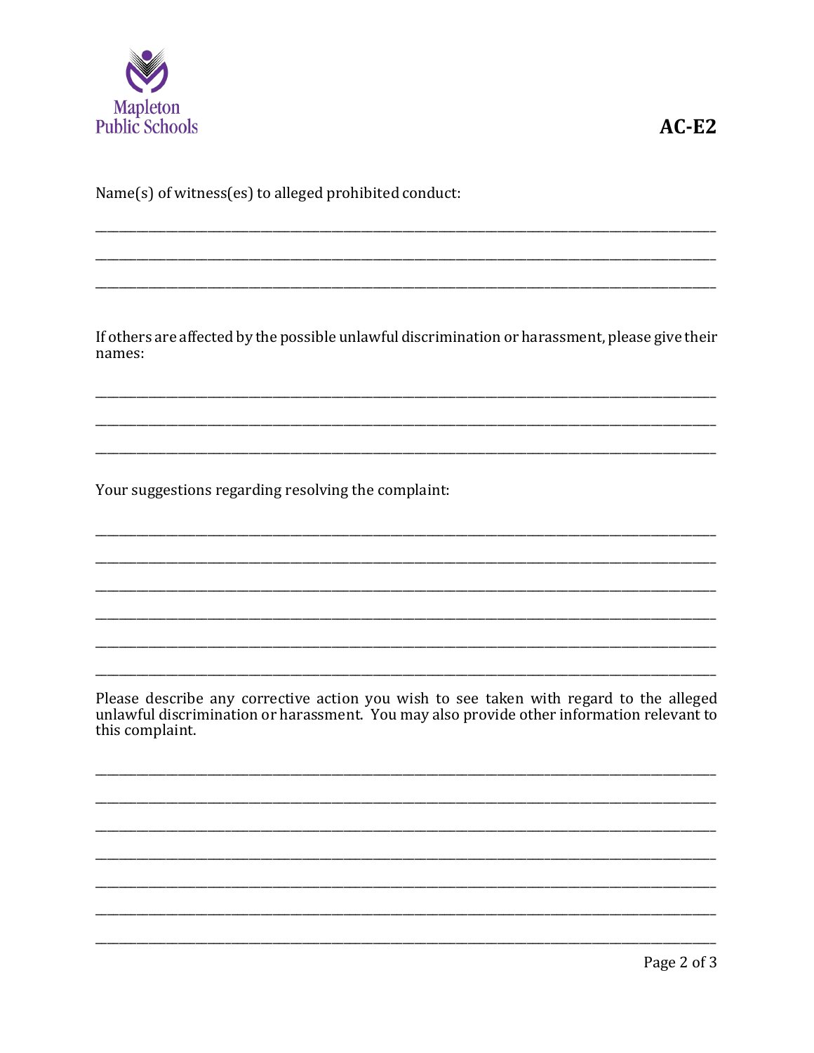Name(s) of witness(es) to alleged prohibited conduct:

\_\_\_\_\_\_\_\_\_\_\_\_\_\_\_\_\_\_\_\_\_\_\_\_\_\_\_\_\_\_\_\_\_\_\_\_\_\_\_\_\_\_\_\_\_\_\_\_\_\_\_\_\_\_\_\_\_\_\_\_\_\_\_\_\_\_\_\_\_\_\_\_\_\_\_\_\_\_

\_\_\_\_\_\_\_\_\_\_\_\_\_\_\_\_\_\_\_\_\_\_\_\_\_\_\_\_\_\_\_\_\_\_\_\_\_\_\_\_\_\_\_\_\_\_\_\_\_\_\_\_\_\_\_\_\_\_\_\_\_\_\_\_\_\_\_\_\_\_\_\_\_\_\_\_\_\_

\_\_\_\_\_\_\_\_\_\_\_\_\_\_\_\_\_\_\_\_\_\_\_\_\_\_\_\_\_\_\_\_\_\_\_\_\_\_\_\_\_\_\_\_\_\_\_\_\_\_\_\_\_\_\_\_\_\_\_\_\_\_\_\_\_\_\_\_\_\_\_\_\_\_\_\_\_\_

If others are affected by the possible unlawful discrimination or harassment, please give their names:

\_\_\_\_\_\_\_\_\_\_\_\_\_\_\_\_\_\_\_\_\_\_\_\_\_\_\_\_\_\_\_\_\_\_\_\_\_\_\_\_\_\_\_\_\_\_\_\_\_\_\_\_\_\_\_\_\_\_\_\_\_\_\_\_\_\_\_\_\_\_\_\_\_\_\_\_\_\_

\_\_\_\_\_\_\_\_\_\_\_\_\_\_\_\_\_\_\_\_\_\_\_\_\_\_\_\_\_\_\_\_\_\_\_\_\_\_\_\_\_\_\_\_\_\_\_\_\_\_\_\_\_\_\_\_\_\_\_\_\_\_\_\_\_\_\_\_\_\_\_\_\_\_\_\_\_\_

\_\_\_\_\_\_\_\_\_\_\_\_\_\_\_\_\_\_\_\_\_\_\_\_\_\_\_\_\_\_\_\_\_\_\_\_\_\_\_\_\_\_\_\_\_\_\_\_\_\_\_\_\_\_\_\_\_\_\_\_\_\_\_\_\_\_\_\_\_\_\_\_\_\_\_\_\_\_

Your suggestions regarding resolving the complaint:

\_\_\_\_\_\_\_\_\_\_\_\_\_\_\_\_\_\_\_\_\_\_\_\_\_\_\_\_\_\_\_\_\_\_\_\_\_\_\_\_\_\_\_\_\_\_\_\_\_\_\_\_\_\_\_\_\_\_\_\_\_\_\_\_\_\_\_\_\_\_\_\_\_\_\_\_\_\_

\_\_\_\_\_\_\_\_\_\_\_\_\_\_\_\_\_\_\_\_\_\_\_\_\_\_\_\_\_\_\_\_\_\_\_\_\_\_\_\_\_\_\_\_\_\_\_\_\_\_\_\_\_\_\_\_\_\_\_\_\_\_\_\_\_\_\_\_\_\_\_\_\_\_\_\_\_\_

\_\_\_\_\_\_\_\_\_\_\_\_\_\_\_\_\_\_\_\_\_\_\_\_\_\_\_\_\_\_\_\_\_\_\_\_\_\_\_\_\_\_\_\_\_\_\_\_\_\_\_\_\_\_\_\_\_\_\_\_\_\_\_\_\_\_\_\_\_\_\_\_\_\_\_\_\_\_

\_\_\_\_\_\_\_\_\_\_\_\_\_\_\_\_\_\_\_\_\_\_\_\_\_\_\_\_\_\_\_\_\_\_\_\_\_\_\_\_\_\_\_\_\_\_\_\_\_\_\_\_\_\_\_\_\_\_\_\_\_\_\_\_\_\_\_\_\_\_\_\_\_\_\_\_\_\_

\_\_\_\_\_\_\_\_\_\_\_\_\_\_\_\_\_\_\_\_\_\_\_\_\_\_\_\_\_\_\_\_\_\_\_\_\_\_\_\_\_\_\_\_\_\_\_\_\_\_\_\_\_\_\_\_\_\_\_\_\_\_\_\_\_\_\_\_\_\_\_\_\_\_\_\_\_\_

\_\_\_\_\_\_\_\_\_\_\_\_\_\_\_\_\_\_\_\_\_\_\_\_\_\_\_\_\_\_\_\_\_\_\_\_\_\_\_\_\_\_\_\_\_\_\_\_\_\_\_\_\_\_\_\_\_\_\_\_\_\_\_\_\_\_\_\_\_\_\_\_\_\_\_\_\_\_

Please describe any corrective action you wish to see taken with regard to the alleged unlawful discrimination or harassment. You may also provide other information relevant to this complaint.

\_\_\_\_\_\_\_\_\_\_\_\_\_\_\_\_\_\_\_\_\_\_\_\_\_\_\_\_\_\_\_\_\_\_\_\_\_\_\_\_\_\_\_\_\_\_\_\_\_\_\_\_\_\_\_\_\_\_\_\_\_\_\_\_\_\_\_\_\_\_\_\_\_\_\_\_\_\_

\_\_\_\_\_\_\_\_\_\_\_\_\_\_\_\_\_\_\_\_\_\_\_\_\_\_\_\_\_\_\_\_\_\_\_\_\_\_\_\_\_\_\_\_\_\_\_\_\_\_\_\_\_\_\_\_\_\_\_\_\_\_\_\_\_\_\_\_\_\_\_\_\_\_\_\_\_\_

\_\_\_\_\_\_\_\_\_\_\_\_\_\_\_\_\_\_\_\_\_\_\_\_\_\_\_\_\_\_\_\_\_\_\_\_\_\_\_\_\_\_\_\_\_\_\_\_\_\_\_\_\_\_\_\_\_\_\_\_\_\_\_\_\_\_\_\_\_\_\_\_\_\_\_\_\_\_

\_\_\_\_\_\_\_\_\_\_\_\_\_\_\_\_\_\_\_\_\_\_\_\_\_\_\_\_\_\_\_\_\_\_\_\_\_\_\_\_\_\_\_\_\_\_\_\_\_\_\_\_\_\_\_\_\_\_\_\_\_\_\_\_\_\_\_\_\_\_\_\_\_\_\_\_\_\_

\_\_\_\_\_\_\_\_\_\_\_\_\_\_\_\_\_\_\_\_\_\_\_\_\_\_\_\_\_\_\_\_\_\_\_\_\_\_\_\_\_\_\_\_\_\_\_\_\_\_\_\_\_\_\_\_\_\_\_\_\_\_\_\_\_\_\_\_\_\_\_\_\_\_\_\_\_\_

\_\_\_\_\_\_\_\_\_\_\_\_\_\_\_\_\_\_\_\_\_\_\_\_\_\_\_\_\_\_\_\_\_\_\_\_\_\_\_\_\_\_\_\_\_\_\_\_\_\_\_\_\_\_\_\_\_\_\_\_\_\_\_\_\_\_\_\_\_\_\_\_\_\_\_\_\_\_

\_\_\_\_\_\_\_\_\_\_\_\_\_\_\_\_\_\_\_\_\_\_\_\_\_\_\_\_\_\_\_\_\_\_\_\_\_\_\_\_\_\_\_\_\_\_\_\_\_\_\_\_\_\_\_\_\_\_\_\_\_\_\_\_\_\_\_\_\_\_\_\_\_\_\_\_\_\_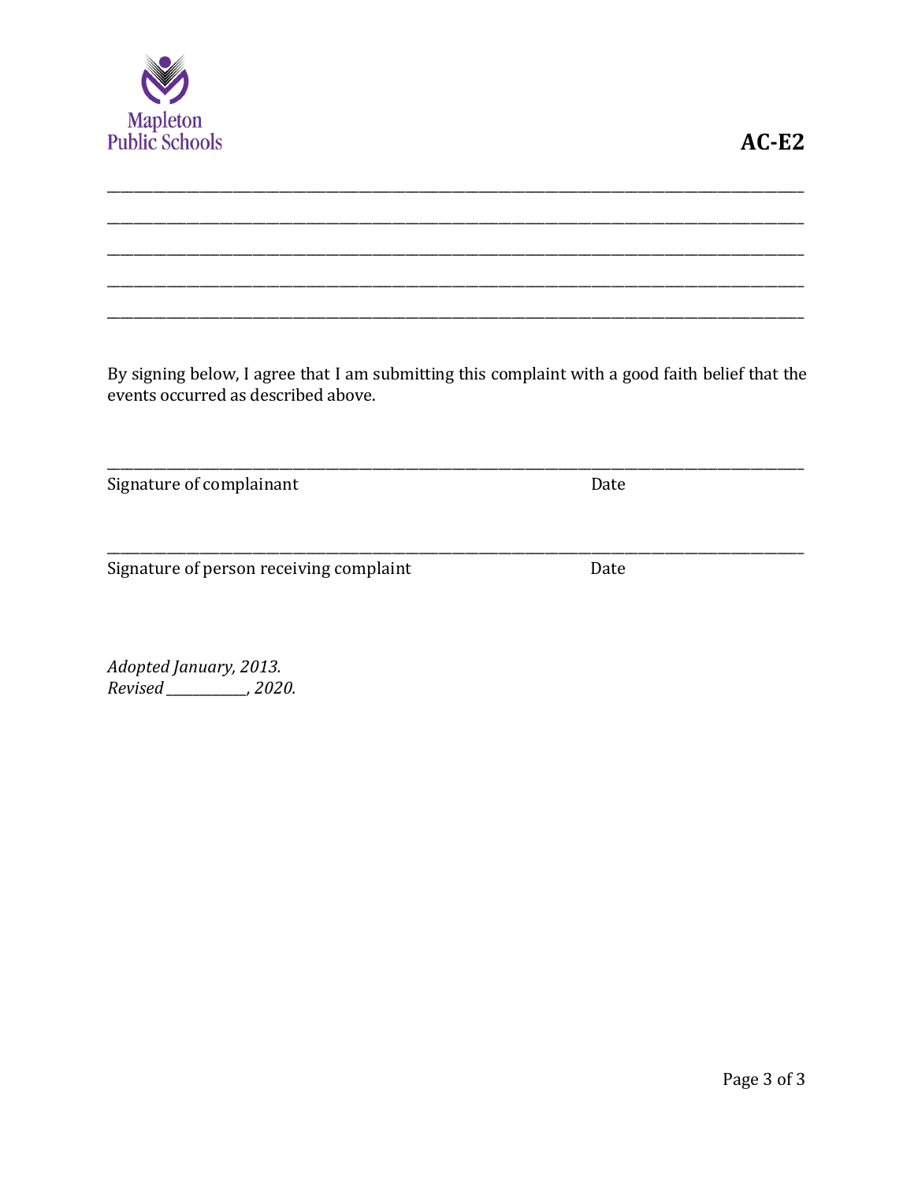**AC-E2**

\_\_\_\_\_\_\_\_\_\_\_\_\_\_\_\_\_\_\_\_\_\_\_\_\_\_\_\_\_\_\_\_\_\_\_\_\_\_\_\_\_\_\_\_\_\_\_\_\_\_\_\_\_\_\_\_\_\_\_\_\_\_\_\_\_\_\_\_\_\_\_\_\_\_\_\_\_\_\_\_\_\_

\_\_\_\_\_\_\_\_\_\_\_\_\_\_\_\_\_\_\_\_\_\_\_\_\_\_\_\_\_\_\_\_\_\_\_\_\_\_\_\_\_\_\_\_\_\_\_\_\_\_\_\_\_\_\_\_\_\_\_\_\_\_\_\_\_\_\_\_\_\_\_\_\_\_\_\_\_\_\_\_\_\_

\_\_\_\_\_\_\_\_\_\_\_\_\_\_\_\_\_\_\_\_\_\_\_\_\_\_\_\_\_\_\_\_\_\_\_\_\_\_\_\_\_\_\_\_\_\_\_\_\_\_\_\_\_\_\_\_\_\_\_\_\_\_\_\_\_\_\_\_\_\_\_\_\_\_\_\_\_\_\_\_\_\_

\_\_\_\_\_\_\_\_\_\_\_\_\_\_\_\_\_\_\_\_\_\_\_\_\_\_\_\_\_\_\_\_\_\_\_\_\_\_\_\_\_\_\_\_\_\_\_\_\_\_\_\_\_\_\_\_\_\_\_\_\_\_\_\_\_\_\_\_\_\_\_\_\_\_\_\_\_\_\_\_\_\_

\_\_\_\_\_\_\_\_\_\_\_\_\_\_\_\_\_\_\_\_\_\_\_\_\_\_\_\_\_\_\_\_\_\_\_\_\_\_\_\_\_\_\_\_\_\_\_\_\_\_\_\_\_\_\_\_\_\_\_\_\_\_\_\_\_\_\_\_\_\_\_\_\_\_\_\_\_\_\_\_\_\_

By signing below, I agree that I am submitting this complaint with a good faith belief that the events occurred as described above.

\_\_\_\_\_\_\_\_\_\_\_\_\_\_\_\_\_\_\_\_\_\_\_\_\_\_\_\_\_\_\_\_\_\_\_\_\_\_\_\_\_\_\_\_\_\_\_\_\_\_\_\_\_\_\_\_\_\_\_\_\_\_\_\_\_\_\_\_\_\_\_\_\_\_\_\_\_\_\_\_\_\_

Signature of complainant                                        Date

\_\_\_\_\_\_\_\_\_\_\_\_\_\_\_\_\_\_\_\_\_\_\_\_\_\_\_\_\_\_\_\_\_\_\_\_\_\_\_\_\_\_\_\_\_\_\_\_\_\_\_\_\_\_\_\_\_\_\_\_\_\_\_\_\_\_\_\_\_\_\_\_\_\_\_\_\_\_\_\_\_\_

Signature of person receiving complaint                         Date

*Adopted January, 2013.*
*Revised \_\_\_\_\_\_\_\_\_\_\_\_, 2020.*